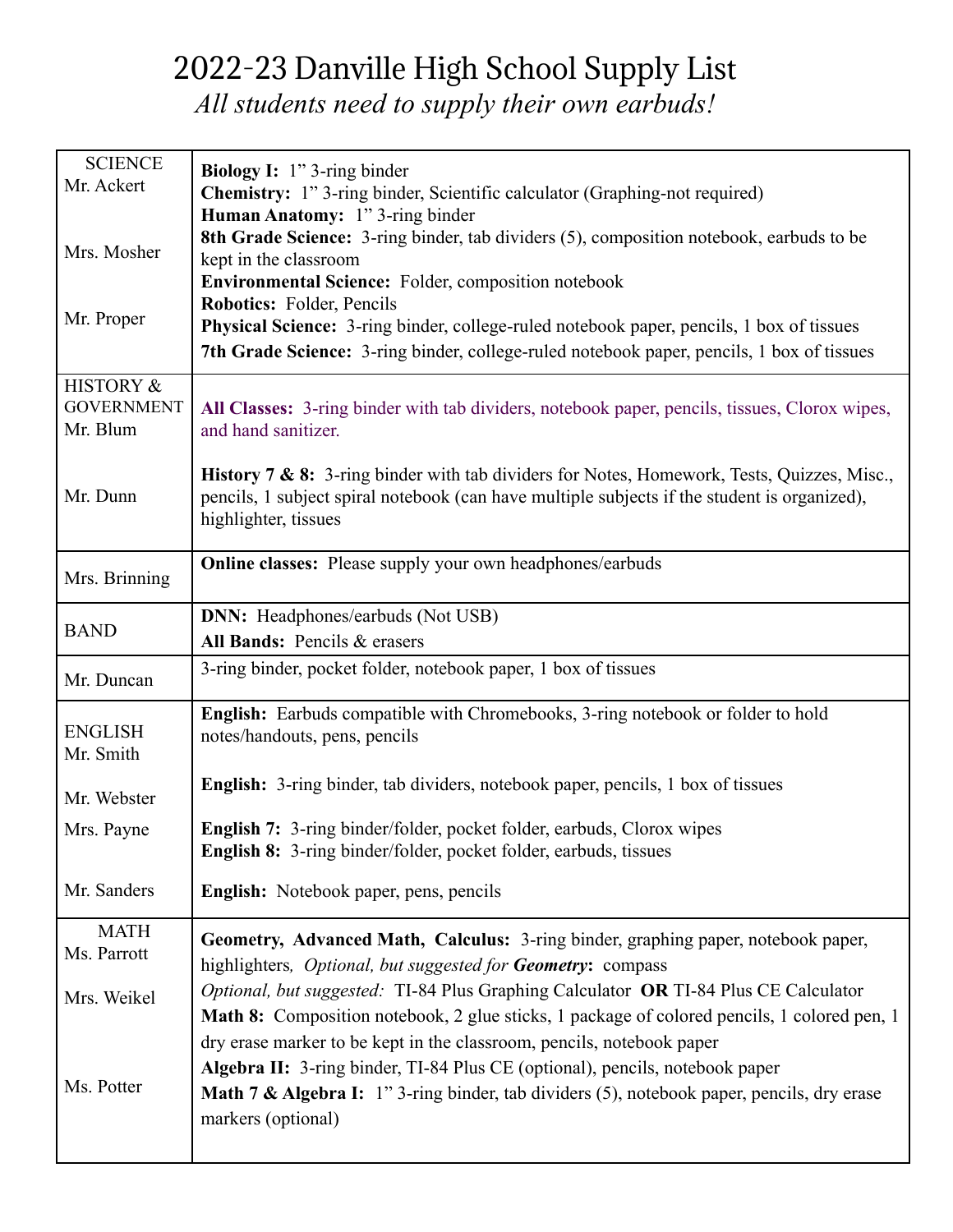# 2022-23 Danville High School Supply List

*All students need to supply their own earbuds!*

| | |
|---|---|
| SCIENCE<br>Mr. Ackert<br><br>Mrs. Mosher<br><br>Mr. Proper | **Biology I:** 1" 3-ring binder<br>**Chemistry:** 1" 3-ring binder, Scientific calculator (Graphing-not required)<br>**Human Anatomy:** 1" 3-ring binder<br>**8th Grade Science:** 3-ring binder, tab dividers (5), composition notebook, earbuds to be kept in the classroom<br>**Environmental Science:** Folder, composition notebook<br>**Robotics:** Folder, Pencils<br>**Physical Science:** 3-ring binder, college-ruled notebook paper, pencils, 1 box of tissues<br>**7th Grade Science:** 3-ring binder, college-ruled notebook paper, pencils, 1 box of tissues |
| HISTORY & GOVERNMENT<br>Mr. Blum<br><br>Mr. Dunn | **All Classes:** 3-ring binder with tab dividers, notebook paper, pencils, tissues, Clorox wipes, and hand sanitizer.<br><br>**History 7 & 8:** 3-ring binder with tab dividers for Notes, Homework, Tests, Quizzes, Misc., pencils, 1 subject spiral notebook (can have multiple subjects if the student is organized), highlighter, tissues |
| Mrs. Brinning | **Online classes:** Please supply your own headphones/earbuds |
| BAND | **DNN:** Headphones/earbuds (Not USB)<br>**All Bands:** Pencils & erasers |
| Mr. Duncan | 3-ring binder, pocket folder, notebook paper, 1 box of tissues |
| ENGLISH<br>Mr. Smith<br><br>Mr. Webster<br><br>Mrs. Payne<br><br>Mr. Sanders | **English:** Earbuds compatible with Chromebooks, 3-ring notebook or folder to hold notes/handouts, pens, pencils<br><br>**English:** 3-ring binder, tab dividers, notebook paper, pencils, 1 box of tissues<br><br>**English 7:** 3-ring binder/folder, pocket folder, earbuds, Clorox wipes<br>**English 8:** 3-ring binder/folder, pocket folder, earbuds, tissues<br><br>**English:** Notebook paper, pens, pencils |
| MATH<br>Ms. Parrott<br><br>Mrs. Weikel<br><br>Ms. Potter | **Geometry, Advanced Math, Calculus:** 3-ring binder, graphing paper, notebook paper, highlighters, *Optional, but suggested for **Geometry**:* compass<br>*Optional, but suggested:* TI-84 Plus Graphing Calculator **OR** TI-84 Plus CE Calculator<br>**Math 8:** Composition notebook, 2 glue sticks, 1 package of colored pencils, 1 colored pen, 1 dry erase marker to be kept in the classroom, pencils, notebook paper<br>**Algebra II:** 3-ring binder, TI-84 Plus CE (optional), pencils, notebook paper<br>**Math 7 & Algebra I:** 1" 3-ring binder, tab dividers (5), notebook paper, pencils, dry erase markers (optional) |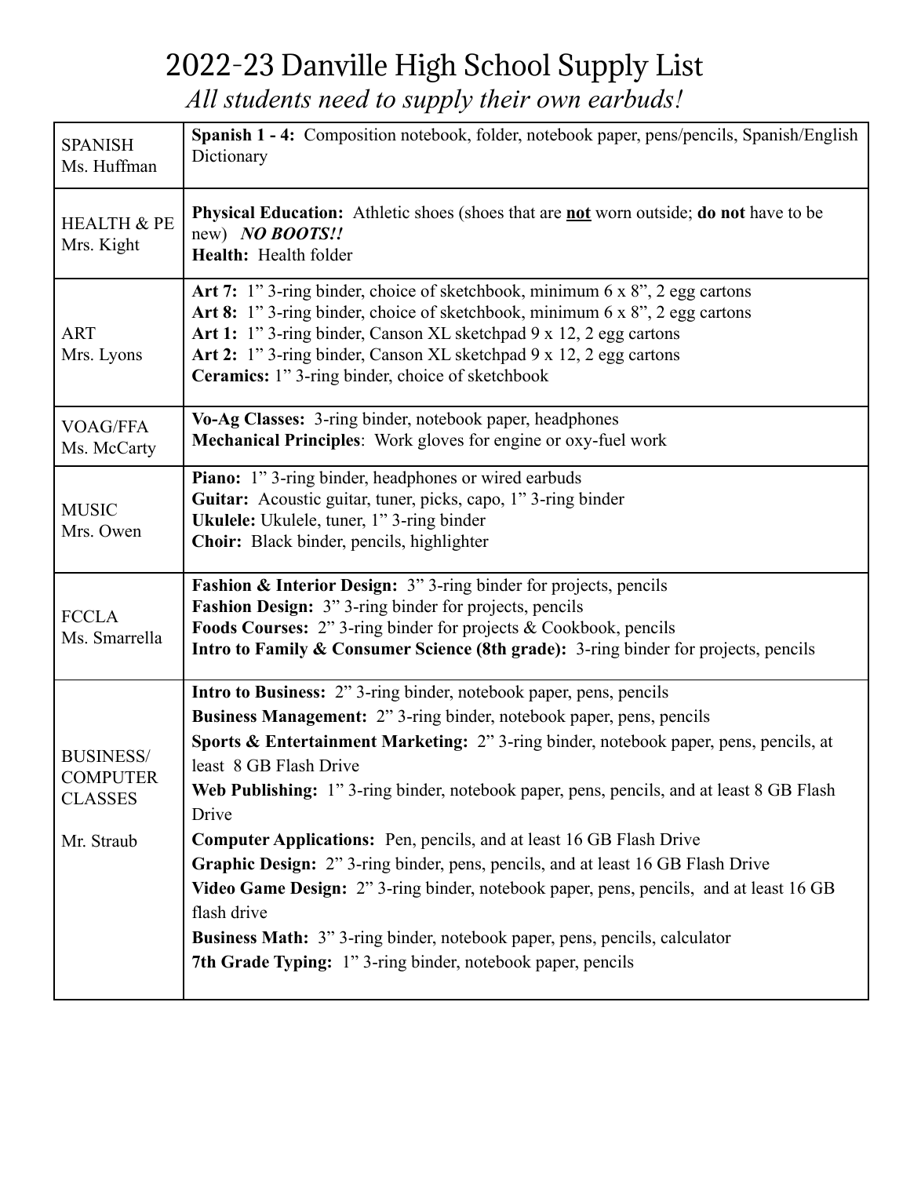# 2022-23 Danville High School Supply List

*All students need to supply their own earbuds!*

| | |
|---|---|
| SPANISH<br>Ms. Huffman | **Spanish 1 - 4:** Composition notebook, folder, notebook paper, pens/pencils, Spanish/English Dictionary |
| HEALTH & PE<br>Mrs. Kight | **Physical Education:** Athletic shoes (shoes that are **not** worn outside; **do not** have to be new) ***NO BOOTS!!***<br>**Health:** Health folder |
| ART<br>Mrs. Lyons | **Art 7:** 1" 3-ring binder, choice of sketchbook, minimum 6 x 8", 2 egg cartons<br>**Art 8:** 1" 3-ring binder, choice of sketchbook, minimum 6 x 8", 2 egg cartons<br>**Art 1:** 1" 3-ring binder, Canson XL sketchpad 9 x 12, 2 egg cartons<br>**Art 2:** 1" 3-ring binder, Canson XL sketchpad 9 x 12, 2 egg cartons<br>**Ceramics:** 1" 3-ring binder, choice of sketchbook |
| VOAG/FFA<br>Ms. McCarty | **Vo-Ag Classes:** 3-ring binder, notebook paper, headphones<br>**Mechanical Principles**: Work gloves for engine or oxy-fuel work |
| MUSIC<br>Mrs. Owen | **Piano:** 1" 3-ring binder, headphones or wired earbuds<br>**Guitar:** Acoustic guitar, tuner, picks, capo, 1" 3-ring binder<br>**Ukulele:** Ukulele, tuner, 1" 3-ring binder<br>**Choir:** Black binder, pencils, highlighter |
| FCCLA<br>Ms. Smarrella | **Fashion & Interior Design:** 3" 3-ring binder for projects, pencils<br>**Fashion Design:** 3" 3-ring binder for projects, pencils<br>**Foods Courses:** 2" 3-ring binder for projects & Cookbook, pencils<br>**Intro to Family & Consumer Science (8th grade):** 3-ring binder for projects, pencils |
| BUSINESS/ COMPUTER CLASSES<br><br>Mr. Straub | **Intro to Business:** 2" 3-ring binder, notebook paper, pens, pencils<br>**Business Management:** 2" 3-ring binder, notebook paper, pens, pencils<br>**Sports & Entertainment Marketing:** 2" 3-ring binder, notebook paper, pens, pencils, at least 8 GB Flash Drive<br>**Web Publishing:** 1" 3-ring binder, notebook paper, pens, pencils, and at least 8 GB Flash Drive<br>**Computer Applications:** Pen, pencils, and at least 16 GB Flash Drive<br>**Graphic Design:** 2" 3-ring binder, pens, pencils, and at least 16 GB Flash Drive<br>**Video Game Design:** 2" 3-ring binder, notebook paper, pens, pencils, and at least 16 GB flash drive<br>**Business Math:** 3" 3-ring binder, notebook paper, pens, pencils, calculator<br>**7th Grade Typing:** 1" 3-ring binder, notebook paper, pencils |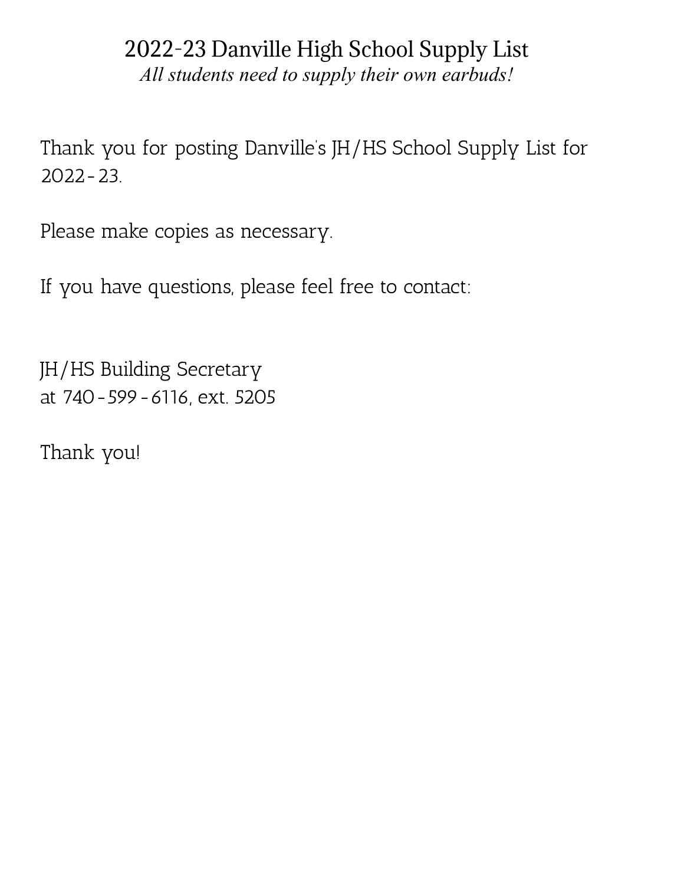# 2022-23 Danville High School Supply List

*All students need to supply their own earbuds!*

Thank you for posting Danville's JH/HS School Supply List for 2022-23.

Please make copies as necessary.

If you have questions, please feel free to contact:

JH/HS Building Secretary
at 740-599-6116, ext. 5205

Thank you!